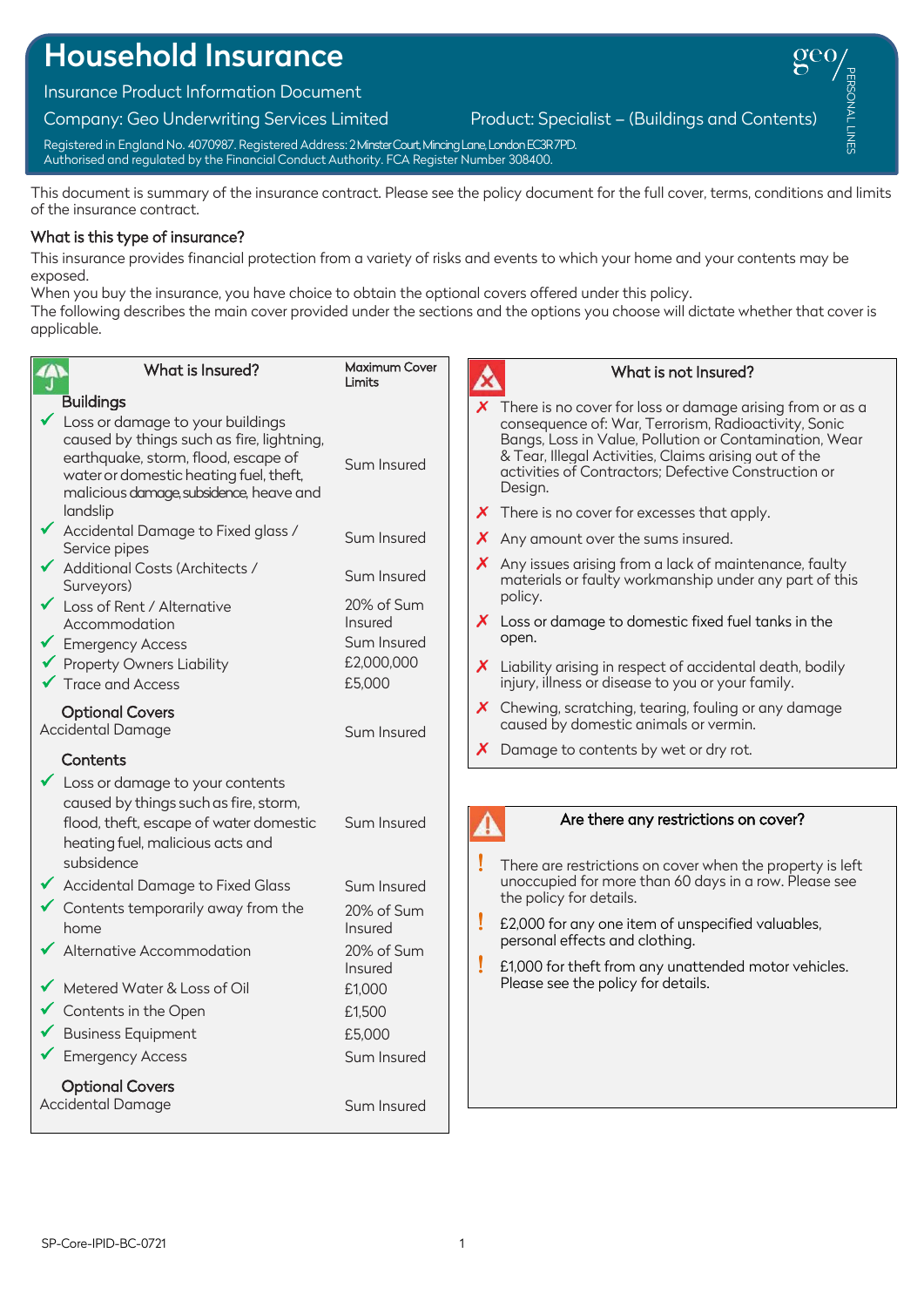# Household Insurance

Insurance Product Information Document

Company: Geo Underwriting Services Limited

Product: Specialist – (Buildings and Contents)

Registered in England No. 4070987. Registered Address: 2 Minster Court, Mincing Lane, London EC3R 7PD.
Authorised and regulated by the Financial Conduct Authority. FCA Register Number 308400.

This document is summary of the insurance contract. Please see the policy document for the full cover, terms, conditions and limits of the insurance contract.

## What is this type of insurance?

This insurance provides financial protection from a variety of risks and events to which your home and your contents may be exposed.
When you buy the insurance, you have choice to obtain the optional covers offered under this policy.
The following describes the main cover provided under the sections and the options you choose will dictate whether that cover is applicable.

## What is Insured?

| What is Insured? | Maximum Cover Limits |
|---|---|
| **Buildings** | |
| ✓ Loss or damage to your buildings caused by things such as fire, lightning, earthquake, storm, flood, escape of water or domestic heating fuel, theft, malicious damage, subsidence, heave and landslip | Sum Insured |
| ✓ Accidental Damage to Fixed glass / Service pipes | Sum Insured |
| ✓ Additional Costs (Architects / Surveyors) | Sum Insured |
| ✓ Loss of Rent / Alternative Accommodation | 20% of Sum Insured |
| ✓ Emergency Access | Sum Insured |
| ✓ Property Owners Liability | £2,000,000 |
| ✓ Trace and Access | £5,000 |
| **Optional Covers** | |
| Accidental Damage | Sum Insured |
| **Contents** | |
| ✓ Loss or damage to your contents caused by things such as fire, storm, flood, theft, escape of water domestic heating fuel, malicious acts and subsidence | Sum Insured |
| ✓ Accidental Damage to Fixed Glass | Sum Insured |
| ✓ Contents temporarily away from the home | 20% of Sum Insured |
| ✓ Alternative Accommodation | 20% of Sum Insured |
| ✓ Metered Water & Loss of Oil | £1,000 |
| ✓ Contents in the Open | £1,500 |
| ✓ Business Equipment | £5,000 |
| ✓ Emergency Access | Sum Insured |
| **Optional Covers** | |
| Accidental Damage | Sum Insured |

## What is not Insured?

- ✗ There is no cover for loss or damage arising from or as a consequence of: War, Terrorism, Radioactivity, Sonic Bangs, Loss in Value, Pollution or Contamination, Wear & Tear, Illegal Activities, Claims arising out of the activities of Contractors; Defective Construction or Design.
- ✗ There is no cover for excesses that apply.
- ✗ Any amount over the sums insured.
- ✗ Any issues arising from a lack of maintenance, faulty materials or faulty workmanship under any part of this policy.
- ✗ Loss or damage to domestic fixed fuel tanks in the open.
- ✗ Liability arising in respect of accidental death, bodily injury, illness or disease to you or your family.
- ✗ Chewing, scratching, tearing, fouling or any damage caused by domestic animals or vermin.
- ✗ Damage to contents by wet or dry rot.

## Are there any restrictions on cover?

- ! There are restrictions on cover when the property is left unoccupied for more than 60 days in a row. Please see the policy for details.
- ! £2,000 for any one item of unspecified valuables, personal effects and clothing.
- ! £1,000 for theft from any unattended motor vehicles. Please see the policy for details.

SP-Core-IPID-BC-0721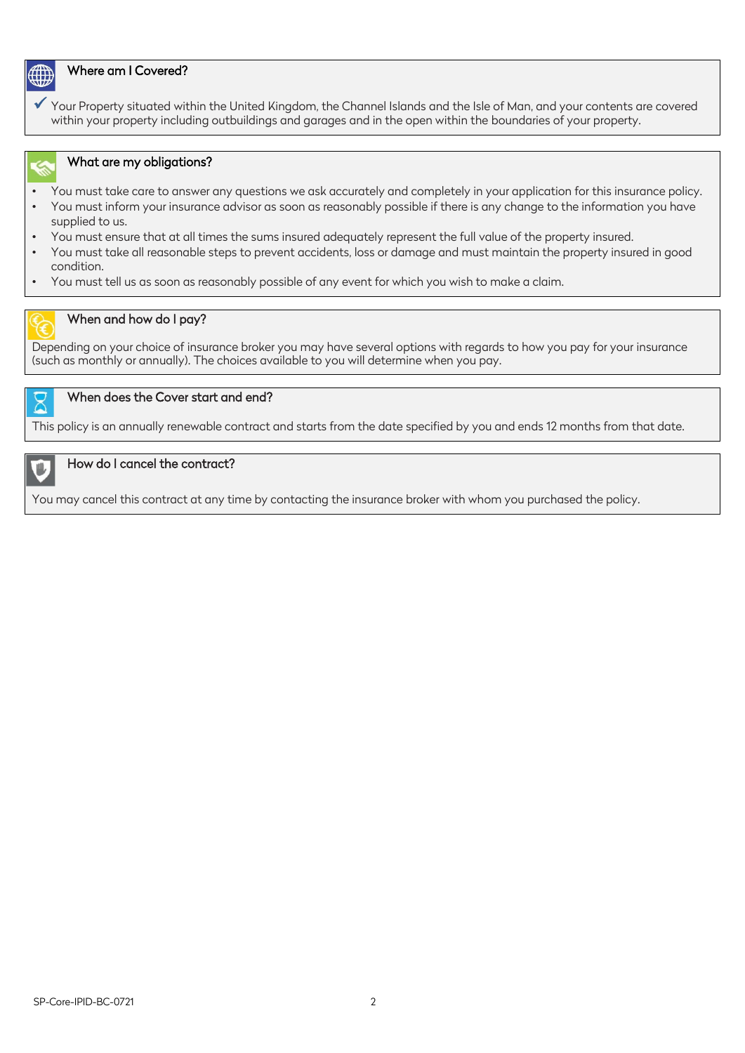## Where am I Covered?

✓ Your Property situated within the United Kingdom, the Channel Islands and the Isle of Man, and your contents are covered within your property including outbuildings and garages and in the open within the boundaries of your property.

## What are my obligations?

- You must take care to answer any questions we ask accurately and completely in your application for this insurance policy.
- You must inform your insurance advisor as soon as reasonably possible if there is any change to the information you have supplied to us.
- You must ensure that at all times the sums insured adequately represent the full value of the property insured.
- You must take all reasonable steps to prevent accidents, loss or damage and must maintain the property insured in good condition.
- You must tell us as soon as reasonably possible of any event for which you wish to make a claim.

## When and how do I pay?

Depending on your choice of insurance broker you may have several options with regards to how you pay for your insurance (such as monthly or annually). The choices available to you will determine when you pay.

## When does the Cover start and end?

This policy is an annually renewable contract and starts from the date specified by you and ends 12 months from that date.

## How do I cancel the contract?

You may cancel this contract at any time by contacting the insurance broker with whom you purchased the policy.

SP-Core-IPID-BC-0721